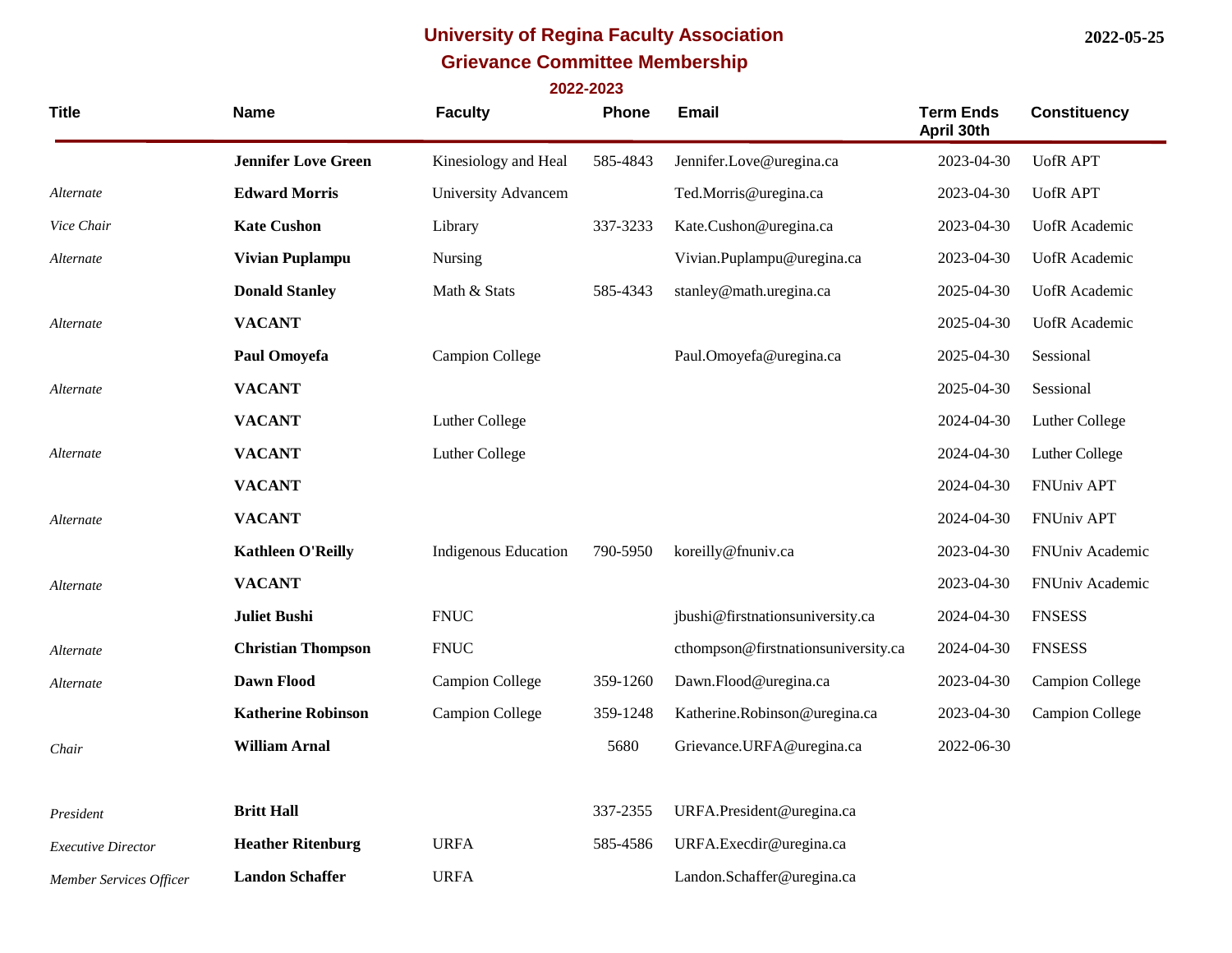# University of Regina Faculty Association

## Grievance Committee Membership

### 2022-2023

2022-05-25

| Title | Name | Faculty | Phone | Email | Term Ends April 30th | Constituency |
|---|---|---|---|---|---|---|
| | **Jennifer Love Green** | Kinesiology and Heal | 585-4843 | Jennifer.Love@uregina.ca | 2023-04-30 | UofR APT |
| *Alternate* | **Edward Morris** | University Advancem | | Ted.Morris@uregina.ca | 2023-04-30 | UofR APT |
| *Vice Chair* | **Kate Cushon** | Library | 337-3233 | Kate.Cushon@uregina.ca | 2023-04-30 | UofR Academic |
| *Alternate* | **Vivian Puplampu** | Nursing | | Vivian.Puplampu@uregina.ca | 2023-04-30 | UofR Academic |
| | **Donald Stanley** | Math & Stats | 585-4343 | stanley@math.uregina.ca | 2025-04-30 | UofR Academic |
| *Alternate* | **VACANT** | | | | 2025-04-30 | UofR Academic |
| | **Paul Omoyefa** | Campion College | | Paul.Omoyefa@uregina.ca | 2025-04-30 | Sessional |
| *Alternate* | **VACANT** | | | | 2025-04-30 | Sessional |
| | **VACANT** | Luther College | | | 2024-04-30 | Luther College |
| *Alternate* | **VACANT** | Luther College | | | 2024-04-30 | Luther College |
| | **VACANT** | | | | 2024-04-30 | FNUniv APT |
| *Alternate* | **VACANT** | | | | 2024-04-30 | FNUniv APT |
| | **Kathleen O'Reilly** | Indigenous Education | 790-5950 | koreilly@fnuniv.ca | 2023-04-30 | FNUniv Academic |
| *Alternate* | **VACANT** | | | | 2023-04-30 | FNUniv Academic |
| | **Juliet Bushi** | FNUC | | jbushi@firstnationsuniversity.ca | 2024-04-30 | FNSESS |
| *Alternate* | **Christian Thompson** | FNUC | | cthompson@firstnationsuniversity.ca | 2024-04-30 | FNSESS |
| *Alternate* | **Dawn Flood** | Campion College | 359-1260 | Dawn.Flood@uregina.ca | 2023-04-30 | Campion College |
| | **Katherine Robinson** | Campion College | 359-1248 | Katherine.Robinson@uregina.ca | 2023-04-30 | Campion College |
| *Chair* | **William Arnal** | | 5680 | Grievance.URFA@uregina.ca | 2022-06-30 | |
| | | | | | | |
| *President* | **Britt Hall** | | 337-2355 | URFA.President@uregina.ca | | |
| *Executive Director* | **Heather Ritenburg** | URFA | 585-4586 | URFA.Execdir@uregina.ca | | |
| *Member Services Officer* | **Landon Schaffer** | URFA | | Landon.Schaffer@uregina.ca | | |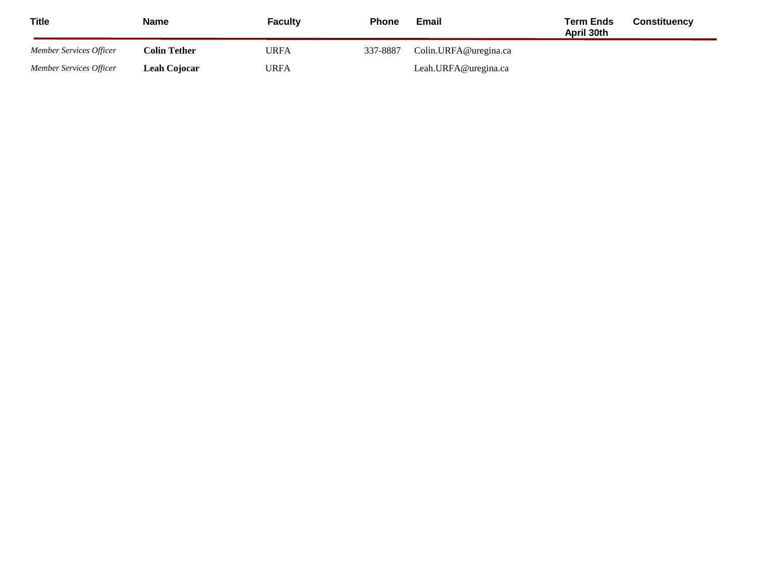| Title | Name | Faculty | Phone | Email | Term Ends April 30th | Constituency |
|---|---|---|---|---|---|---|
| *Member Services Officer* | **Colin Tether** | URFA | 337-8887 | Colin.URFA@uregina.ca | | |
| *Member Services Officer* | **Leah Cojocar** | URFA | | Leah.URFA@uregina.ca | | |